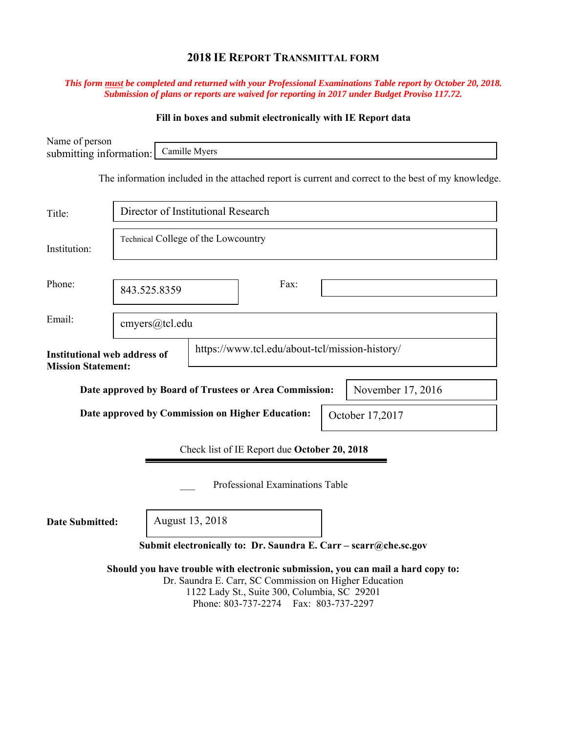# 2018 IE REPORT TRANSMITTAL FORM

***This form must be completed and returned with your Professional Examinations Table report by October 20, 2018. Submission of plans or reports are waived for reporting in 2017 under Budget Proviso 117.72.***

**Fill in boxes and submit electronically with IE Report data**

Name of person submitting information: Camille Myers

The information included in the attached report is current and correct to the best of my knowledge.

Title: Director of Institutional Research

Institution: Technical College of the Lowcountry

Phone: 843.525.8359

Fax:

Email: cmyers@tcl.edu

**Institutional web address of Mission Statement:** https://www.tcl.edu/about-tcl/mission-history/

**Date approved by Board of Trustees or Area Commission:** November 17, 2016

**Date approved by Commission on Higher Education:** October 17,2017

Check list of IE Report due **October 20, 2018**

___ Professional Examinations Table

**Date Submitted:** August 13, 2018

**Submit electronically to: Dr. Saundra E. Carr – scarr@che.sc.gov**

**Should you have trouble with electronic submission, you can mail a hard copy to:**

Dr. Saundra E. Carr, SC Commission on Higher Education
1122 Lady St., Suite 300, Columbia, SC 29201
Phone: 803-737-2274 Fax: 803-737-2297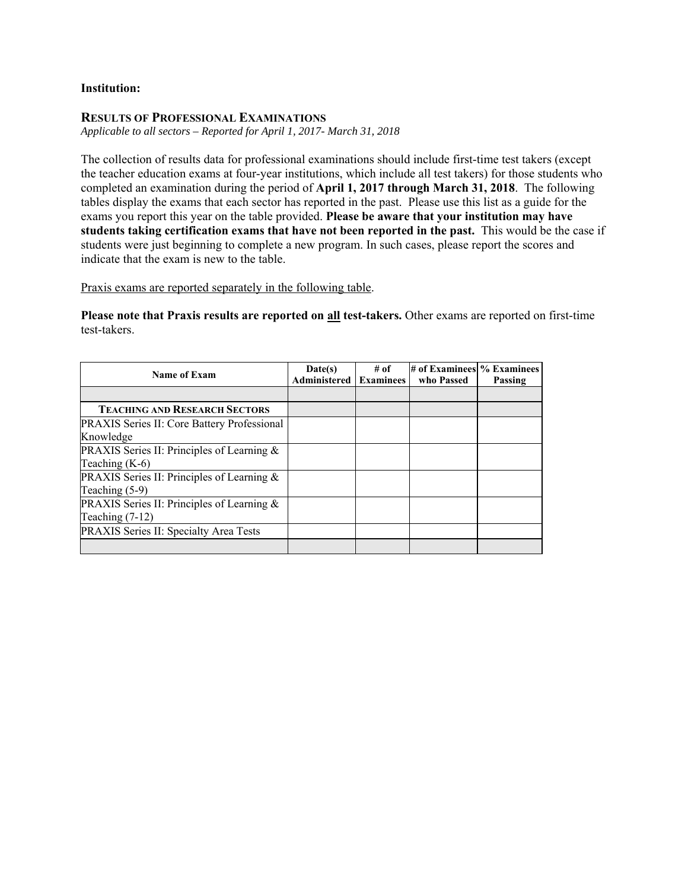**Institution:**

## RESULTS OF PROFESSIONAL EXAMINATIONS

*Applicable to all sectors – Reported for April 1, 2017- March 31, 2018*

The collection of results data for professional examinations should include first-time test takers (except the teacher education exams at four-year institutions, which include all test takers) for those students who completed an examination during the period of **April 1, 2017 through March 31, 2018**. The following tables display the exams that each sector has reported in the past. Please use this list as a guide for the exams you report this year on the table provided. **Please be aware that your institution may have students taking certification exams that have not been reported in the past.** This would be the case if students were just beginning to complete a new program. In such cases, please report the scores and indicate that the exam is new to the table.

Praxis exams are reported separately in the following table.

**Please note that Praxis results are reported on all test-takers.** Other exams are reported on first-time test-takers.

| Name of Exam | Date(s) Administered | # of Examinees | # of Examinees who Passed | % Examinees Passing |
|---|---|---|---|---|
| | | | | |
| **TEACHING AND RESEARCH SECTORS** | | | | |
| PRAXIS Series II: Core Battery Professional Knowledge | | | | |
| PRAXIS Series II: Principles of Learning & Teaching (K-6) | | | | |
| PRAXIS Series II: Principles of Learning & Teaching (5-9) | | | | |
| PRAXIS Series II: Principles of Learning & Teaching (7-12) | | | | |
| PRAXIS Series II: Specialty Area Tests | | | | |
| | | | | |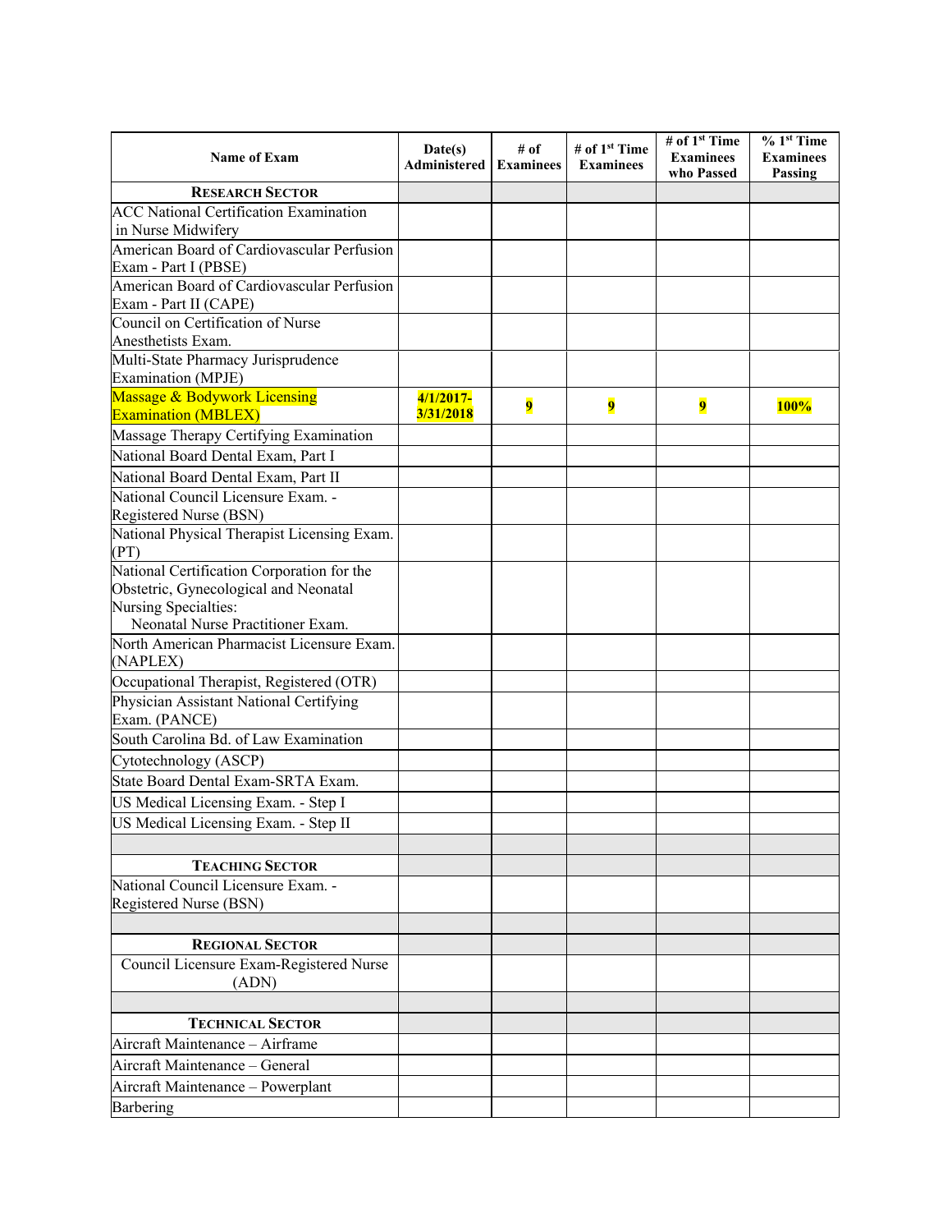| Name of Exam | Date(s) Administered | # of Examinees | # of 1st Time Examinees | # of 1st Time Examinees who Passed | % 1st Time Examinees Passing |
|---|---|---|---|---|---|
| **RESEARCH SECTOR** | | | | | |
| ACC National Certification Examination in Nurse Midwifery | | | | | |
| American Board of Cardiovascular Perfusion Exam - Part I (PBSE) | | | | | |
| American Board of Cardiovascular Perfusion Exam - Part II (CAPE) | | | | | |
| Council on Certification of Nurse Anesthetists Exam. | | | | | |
| Multi-State Pharmacy Jurisprudence Examination (MPJE) | | | | | |
| Massage & Bodywork Licensing Examination (MBLEX) | **4/1/2017-3/31/2018** | **9** | **9** | **9** | **100%** |
| Massage Therapy Certifying Examination | | | | | |
| National Board Dental Exam, Part I | | | | | |
| National Board Dental Exam, Part II | | | | | |
| National Council Licensure Exam. - Registered Nurse (BSN) | | | | | |
| National Physical Therapist Licensing Exam. (PT) | | | | | |
| National Certification Corporation for the Obstetric, Gynecological and Neonatal Nursing Specialties: Neonatal Nurse Practitioner Exam. | | | | | |
| North American Pharmacist Licensure Exam. (NAPLEX) | | | | | |
| Occupational Therapist, Registered (OTR) | | | | | |
| Physician Assistant National Certifying Exam. (PANCE) | | | | | |
| South Carolina Bd. of Law Examination | | | | | |
| Cytotechnology (ASCP) | | | | | |
| State Board Dental Exam-SRTA Exam. | | | | | |
| US Medical Licensing Exam. - Step I | | | | | |
| US Medical Licensing Exam. - Step II | | | | | |
| | | | | | |
| **TEACHING SECTOR** | | | | | |
| National Council Licensure Exam. - Registered Nurse (BSN) | | | | | |
| | | | | | |
| **REGIONAL SECTOR** | | | | | |
| Council Licensure Exam-Registered Nurse (ADN) | | | | | |
| | | | | | |
| **TECHNICAL SECTOR** | | | | | |
| Aircraft Maintenance – Airframe | | | | | |
| Aircraft Maintenance – General | | | | | |
| Aircraft Maintenance – Powerplant | | | | | |
| Barbering | | | | | |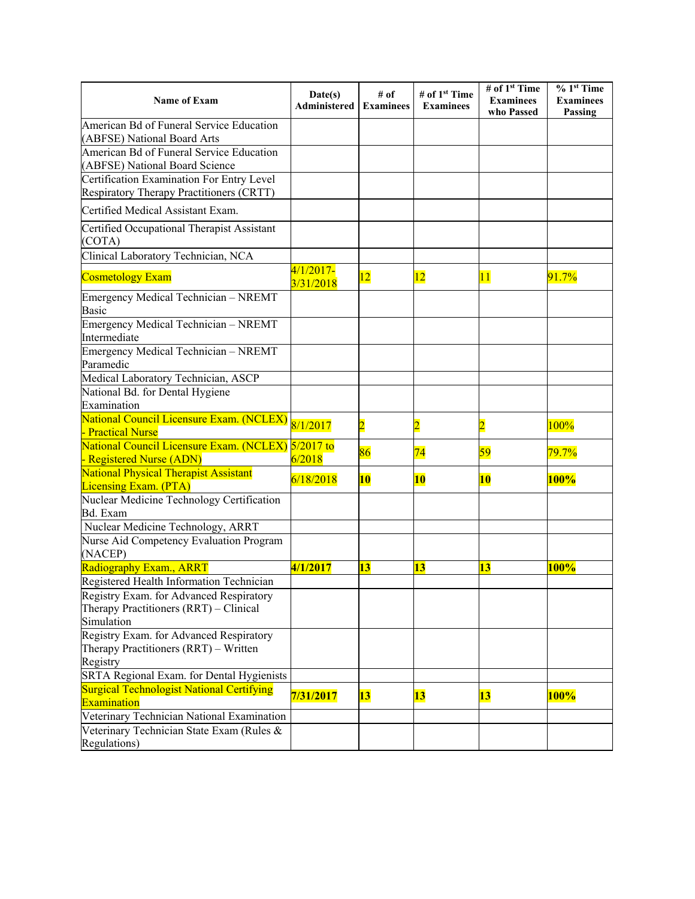| Name of Exam | Date(s) Administered | # of Examinees | # of 1st Time Examinees | # of 1st Time Examinees who Passed | % 1st Time Examinees Passing |
|---|---|---|---|---|---|
| American Bd of Funeral Service Education (ABFSE) National Board Arts | | | | | |
| American Bd of Funeral Service Education (ABFSE) National Board Science | | | | | |
| Certification Examination For Entry Level Respiratory Therapy Practitioners (CRTT) | | | | | |
| Certified Medical Assistant Exam. | | | | | |
| Certified Occupational Therapist Assistant (COTA) | | | | | |
| Clinical Laboratory Technician, NCA | | | | | |
| Cosmetology Exam | 4/1/2017-3/31/2018 | 12 | 12 | 11 | 91.7% |
| Emergency Medical Technician – NREMT Basic | | | | | |
| Emergency Medical Technician – NREMT Intermediate | | | | | |
| Emergency Medical Technician – NREMT Paramedic | | | | | |
| Medical Laboratory Technician, ASCP | | | | | |
| National Bd. for Dental Hygiene Examination | | | | | |
| National Council Licensure Exam. (NCLEX) - Practical Nurse | 8/1/2017 | 2 | 2 | 2 | 100% |
| National Council Licensure Exam. (NCLEX) - Registered Nurse (ADN) | 5/2017 to 6/2018 | 86 | 74 | 59 | 79.7% |
| National Physical Therapist Assistant Licensing Exam. (PTA) | 6/18/2018 | **10** | **10** | **10** | **100%** |
| Nuclear Medicine Technology Certification Bd. Exam | | | | | |
| Nuclear Medicine Technology, ARRT | | | | | |
| Nurse Aid Competency Evaluation Program (NACEP) | | | | | |
| Radiography Exam., ARRT | **4/1/2017** | **13** | **13** | **13** | **100%** |
| Registered Health Information Technician | | | | | |
| Registry Exam. for Advanced Respiratory Therapy Practitioners (RRT) – Clinical Simulation | | | | | |
| Registry Exam. for Advanced Respiratory Therapy Practitioners (RRT) – Written Registry | | | | | |
| SRTA Regional Exam. for Dental Hygienists | | | | | |
| Surgical Technologist National Certifying Examination | **7/31/2017** | **13** | **13** | **13** | **100%** |
| Veterinary Technician National Examination | | | | | |
| Veterinary Technician State Exam (Rules & Regulations) | | | | | |